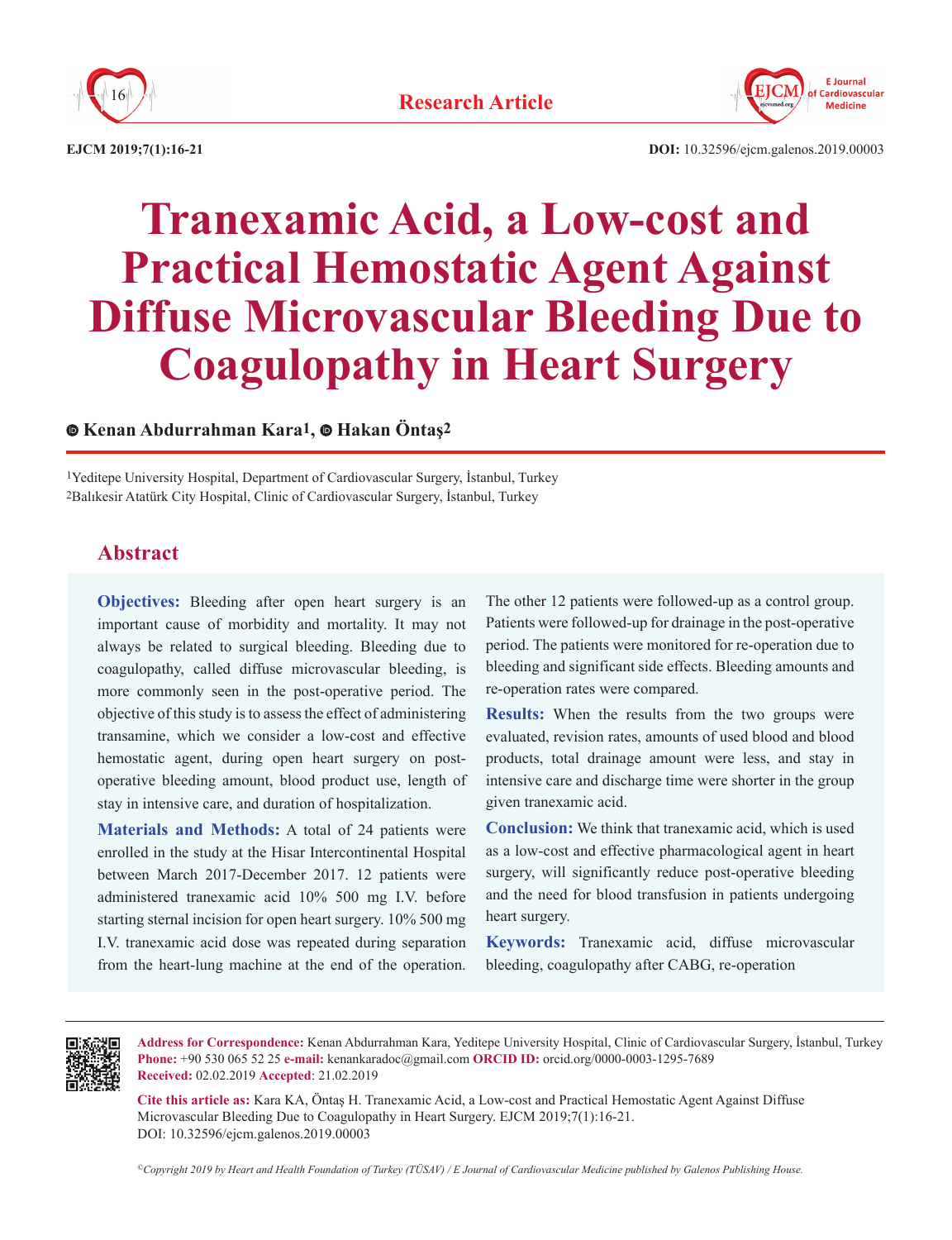Research Article

DOI: 10.32596/ejcm.galenos.2019.00003

# Tranexamic Acid, a Low-cost and Practical Hemostatic Agent Against Diffuse Microvascular Bleeding Due to Coagulopathy in Heart Surgery

**Kenan Abdurrahman Kara[1], Hakan Öntaş[2]**

[1]Yeditepe University Hospital, Department of Cardiovascular Surgery, İstanbul, Turkey
[2]Balıkesir Atatürk City Hospital, Clinic of Cardiovascular Surgery, İstanbul, Turkey

## Abstract

**Objectives:** Bleeding after open heart surgery is an important cause of morbidity and mortality. It may not always be related to surgical bleeding. Bleeding due to coagulopathy, called diffuse microvascular bleeding, is more commonly seen in the post-operative period. The objective of this study is to assess the effect of administering transamine, which we consider a low-cost and effective hemostatic agent, during open heart surgery on post-operative bleeding amount, blood product use, length of stay in intensive care, and duration of hospitalization.

**Materials and Methods:** A total of 24 patients were enrolled in the study at the Hisar Intercontinental Hospital between March 2017-December 2017. 12 patients were administered tranexamic acid 10% 500 mg I.V. before starting sternal incision for open heart surgery. 10% 500 mg I.V. tranexamic acid dose was repeated during separation from the heart-lung machine at the end of the operation. The other 12 patients were followed-up as a control group. Patients were followed-up for drainage in the post-operative period. The patients were monitored for re-operation due to bleeding and significant side effects. Bleeding amounts and re-operation rates were compared.

**Results:** When the results from the two groups were evaluated, revision rates, amounts of used blood and blood products, total drainage amount were less, and stay in intensive care and discharge time were shorter in the group given tranexamic acid.

**Conclusion:** We think that tranexamic acid, which is used as a low-cost and effective pharmacological agent in heart surgery, will significantly reduce post-operative bleeding and the need for blood transfusion in patients undergoing heart surgery.

**Keywords:** Tranexamic acid, diffuse microvascular bleeding, coagulopathy after CABG, re-operation

---

**Address for Correspondence:** Kenan Abdurrahman Kara, Yeditepe University Hospital, Clinic of Cardiovascular Surgery, İstanbul, Turkey
**Phone:** +90 530 065 52 25 **e-mail:** kenankaradoc@gmail.com **ORCID ID:** orcid.org/0000-0003-1295-7689
**Received:** 02.02.2019 **Accepted**: 21.02.2019

**Cite this article as:** Kara KA, Öntaş H. Tranexamic Acid, a Low-cost and Practical Hemostatic Agent Against Diffuse Microvascular Bleeding Due to Coagulopathy in Heart Surgery. EJCM 2019;7(1):16-21.
DOI: 10.32596/ejcm.galenos.2019.00003

*©Copyright 2019 by Heart and Health Foundation of Turkey (TÜSAV) / E Journal of Cardiovascular Medicine published by Galenos Publishing House.*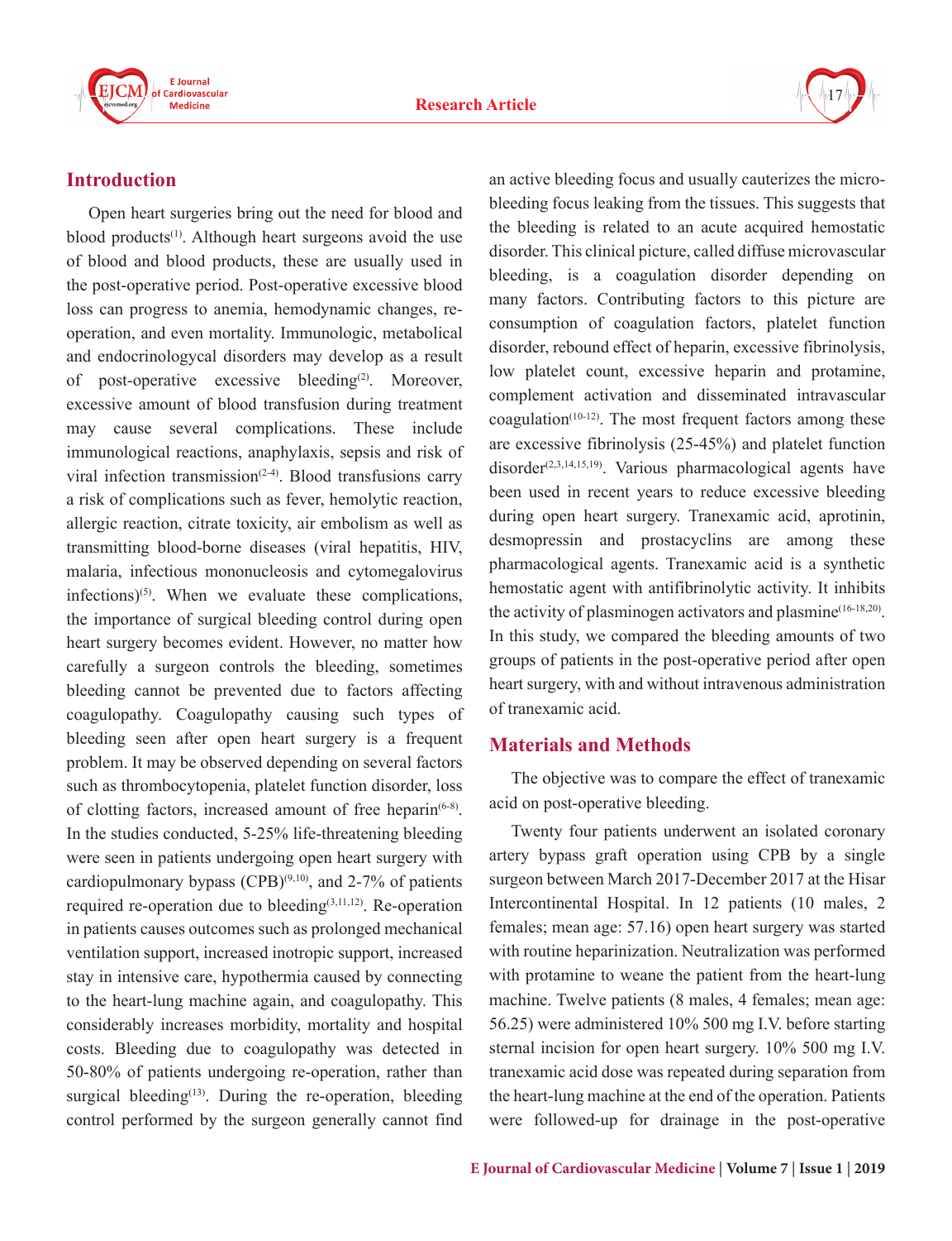## Introduction

Open heart surgeries bring out the need for blood and blood products[1]. Although heart surgeons avoid the use of blood and blood products, these are usually used in the post-operative period. Post-operative excessive blood loss can progress to anemia, hemodynamic changes, re-operation, and even mortality. Immunologic, metabolical and endocrinologycal disorders may develop as a result of post-operative excessive bleeding[2]. Moreover, excessive amount of blood transfusion during treatment may cause several complications. These include immunological reactions, anaphylaxis, sepsis and risk of viral infection transmission[2-4]. Blood transfusions carry a risk of complications such as fever, hemolytic reaction, allergic reaction, citrate toxicity, air embolism as well as transmitting blood-borne diseases (viral hepatitis, HIV, malaria, infectious mononucleosis and cytomegalovirus infections)[5]. When we evaluate these complications, the importance of surgical bleeding control during open heart surgery becomes evident. However, no matter how carefully a surgeon controls the bleeding, sometimes bleeding cannot be prevented due to factors affecting coagulopathy. Coagulopathy causing such types of bleeding seen after open heart surgery is a frequent problem. It may be observed depending on several factors such as thrombocytopenia, platelet function disorder, loss of clotting factors, increased amount of free heparin[6-8]. In the studies conducted, 5-25% life-threatening bleeding were seen in patients undergoing open heart surgery with cardiopulmonary bypass (CPB)[9,10], and 2-7% of patients required re-operation due to bleeding[3,11,12]. Re-operation in patients causes outcomes such as prolonged mechanical ventilation support, increased inotropic support, increased stay in intensive care, hypothermia caused by connecting to the heart-lung machine again, and coagulopathy. This considerably increases morbidity, mortality and hospital costs. Bleeding due to coagulopathy was detected in 50-80% of patients undergoing re-operation, rather than surgical bleeding[13]. During the re-operation, bleeding control performed by the surgeon generally cannot find an active bleeding focus and usually cauterizes the micro-bleeding focus leaking from the tissues. This suggests that the bleeding is related to an acute acquired hemostatic disorder. This clinical picture, called diffuse microvascular bleeding, is a coagulation disorder depending on many factors. Contributing factors to this picture are consumption of coagulation factors, platelet function disorder, rebound effect of heparin, excessive fibrinolysis, low platelet count, excessive heparin and protamine, complement activation and disseminated intravascular coagulation[10-12]. The most frequent factors among these are excessive fibrinolysis (25-45%) and platelet function disorder[2,3,14,15,19]. Various pharmacological agents have been used in recent years to reduce excessive bleeding during open heart surgery. Tranexamic acid, aprotinin, desmopressin and prostacyclins are among these pharmacological agents. Tranexamic acid is a synthetic hemostatic agent with antifibrinolytic activity. It inhibits the activity of plasminogen activators and plasmine[16-18,20]. In this study, we compared the bleeding amounts of two groups of patients in the post-operative period after open heart surgery, with and without intravenous administration of tranexamic acid.

## Materials and Methods

The objective was to compare the effect of tranexamic acid on post-operative bleeding.

Twenty four patients underwent an isolated coronary artery bypass graft operation using CPB by a single surgeon between March 2017-December 2017 at the Hisar Intercontinental Hospital. In 12 patients (10 males, 2 females; mean age: 57.16) open heart surgery was started with routine heparinization. Neutralization was performed with protamine to weane the patient from the heart-lung machine. Twelve patients (8 males, 4 females; mean age: 56.25) were administered 10% 500 mg I.V. before starting sternal incision for open heart surgery. 10% 500 mg I.V. tranexamic acid dose was repeated during separation from the heart-lung machine at the end of the operation. Patients were followed-up for drainage in the post-operative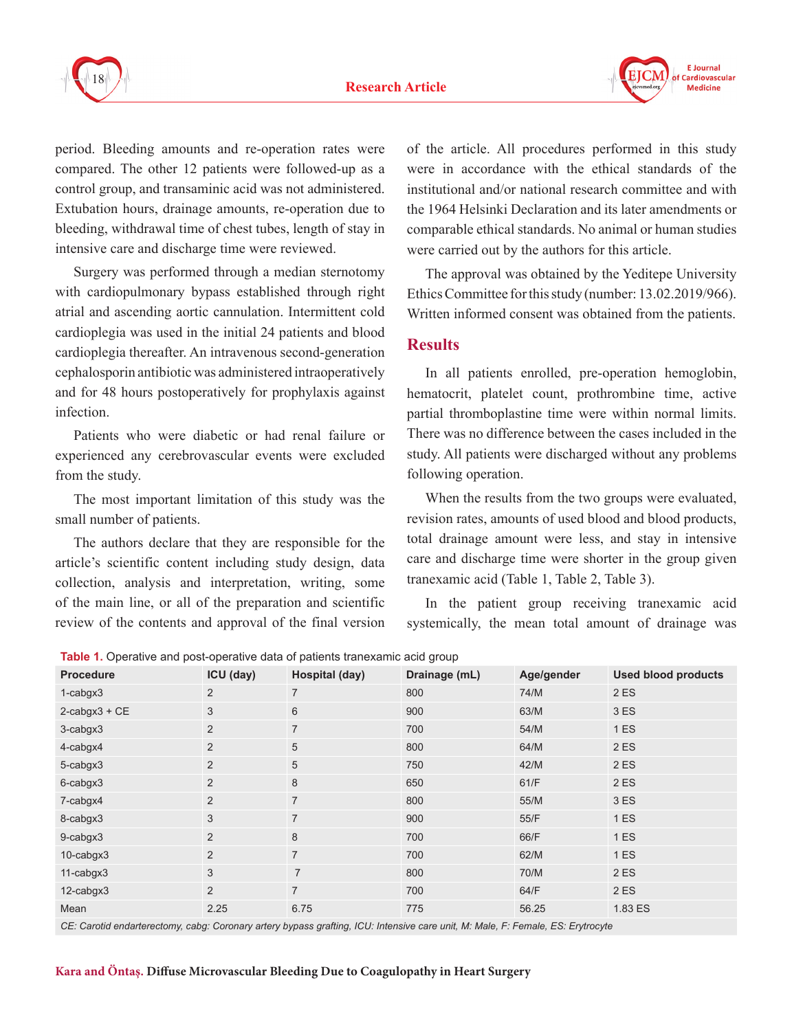period. Bleeding amounts and re-operation rates were compared. The other 12 patients were followed-up as a control group, and transaminic acid was not administered. Extubation hours, drainage amounts, re-operation due to bleeding, withdrawal time of chest tubes, length of stay in intensive care and discharge time were reviewed.

Surgery was performed through a median sternotomy with cardiopulmonary bypass established through right atrial and ascending aortic cannulation. Intermittent cold cardioplegia was used in the initial 24 patients and blood cardioplegia thereafter. An intravenous second-generation cephalosporin antibiotic was administered intraoperatively and for 48 hours postoperatively for prophylaxis against infection.

Patients who were diabetic or had renal failure or experienced any cerebrovascular events were excluded from the study.

The most important limitation of this study was the small number of patients.

The authors declare that they are responsible for the article's scientific content including study design, data collection, analysis and interpretation, writing, some of the main line, or all of the preparation and scientific review of the contents and approval of the final version of the article. All procedures performed in this study were in accordance with the ethical standards of the institutional and/or national research committee and with the 1964 Helsinki Declaration and its later amendments or comparable ethical standards. No animal or human studies were carried out by the authors for this article.

The approval was obtained by the Yeditepe University Ethics Committee for this study (number: 13.02.2019/966). Written informed consent was obtained from the patients.

## Results

In all patients enrolled, pre-operation hemoglobin, hematocrit, platelet count, prothrombine time, active partial thromboplastine time were within normal limits. There was no difference between the cases included in the study. All patients were discharged without any problems following operation.

When the results from the two groups were evaluated, revision rates, amounts of used blood and blood products, total drainage amount were less, and stay in intensive care and discharge time were shorter in the group given tranexamic acid (Table 1, Table 2, Table 3).

In the patient group receiving tranexamic acid systemically, the mean total amount of drainage was

**Table 1.** Operative and post-operative data of patients tranexamic acid group

| Procedure | ICU (day) | Hospital (day) | Drainage (mL) | Age/gender | Used blood products |
|---|---|---|---|---|---|
| 1-cabgx3 | 2 | 7 | 800 | 74/M | 2 ES |
| 2-cabgx3 + CE | 3 | 6 | 900 | 63/M | 3 ES |
| 3-cabgx3 | 2 | 7 | 700 | 54/M | 1 ES |
| 4-cabgx4 | 2 | 5 | 800 | 64/M | 2 ES |
| 5-cabgx3 | 2 | 5 | 750 | 42/M | 2 ES |
| 6-cabgx3 | 2 | 8 | 650 | 61/F | 2 ES |
| 7-cabgx4 | 2 | 7 | 800 | 55/M | 3 ES |
| 8-cabgx3 | 3 | 7 | 900 | 55/F | 1 ES |
| 9-cabgx3 | 2 | 8 | 700 | 66/F | 1 ES |
| 10-cabgx3 | 2 | 7 | 700 | 62/M | 1 ES |
| 11-cabgx3 | 3 | 7 | 800 | 70/M | 2 ES |
| 12-cabgx3 | 2 | 7 | 700 | 64/F | 2 ES |
| Mean | 2.25 | 6.75 | 775 | 56.25 | 1.83 ES |

*CE: Carotid endarterectomy, cabg: Coronary artery bypass grafting, ICU: Intensive care unit, M: Male, F: Female, ES: Erytrocyte*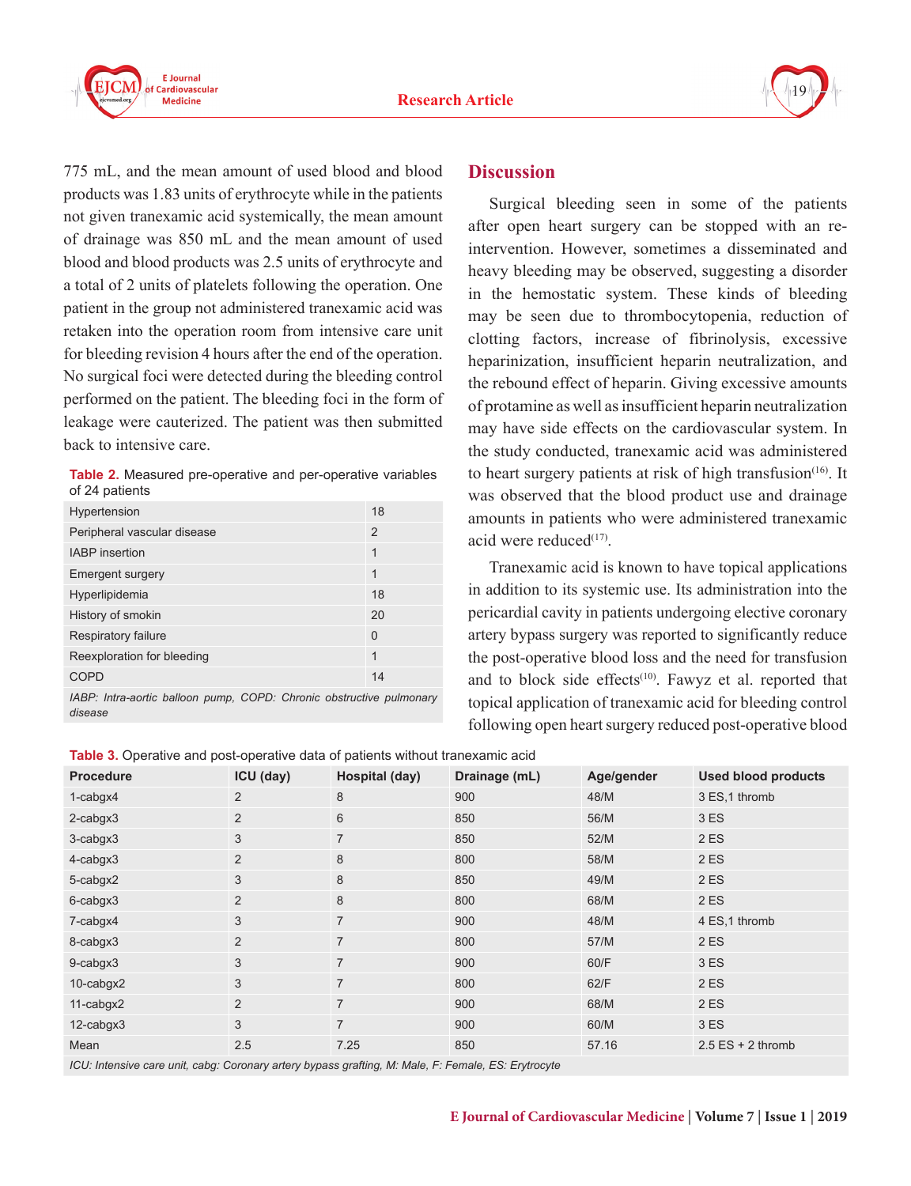775 mL, and the mean amount of used blood and blood products was 1.83 units of erythrocyte while in the patients not given tranexamic acid systemically, the mean amount of drainage was 850 mL and the mean amount of used blood and blood products was 2.5 units of erythrocyte and a total of 2 units of platelets following the operation. One patient in the group not administered tranexamic acid was retaken into the operation room from intensive care unit for bleeding revision 4 hours after the end of the operation. No surgical foci were detected during the bleeding control performed on the patient. The bleeding foci in the form of leakage were cauterized. The patient was then submitted back to intensive care.

**Table 2.** Measured pre-operative and per-operative variables of 24 patients

| | |
|---|---|
| Hypertension | 18 |
| Peripheral vascular disease | 2 |
| IABP insertion | 1 |
| Emergent surgery | 1 |
| Hyperlipidemia | 18 |
| History of smokin | 20 |
| Respiratory failure | 0 |
| Reexploration for bleeding | 1 |
| COPD | 14 |

*IABP: Intra-aortic balloon pump, COPD: Chronic obstructive pulmonary disease*

## Discussion

Surgical bleeding seen in some of the patients after open heart surgery can be stopped with a re-intervention. However, sometimes a disseminated and heavy bleeding may be observed, suggesting a disorder in the hemostatic system. These kinds of bleeding may be seen due to thrombocytopenia, reduction of clotting factors, increase of fibrinolysis, excessive heparinization, insufficient heparin neutralization, and the rebound effect of heparin. Giving excessive amounts of protamine as well as insufficient heparin neutralization may have side effects on the cardiovascular system. In the study conducted, tranexamic acid was administered to heart surgery patients at risk of high transfusion[16]. It was observed that the blood product use and drainage amounts in patients who were administered tranexamic acid were reduced[17].

Tranexamic acid is known to have topical applications in addition to its systemic use. Its administration into the pericardial cavity in patients undergoing elective coronary artery bypass surgery was reported to significantly reduce the post-operative blood loss and the need for transfusion and to block side effects[10]. Fawyz et al. reported that topical application of tranexamic acid for bleeding control following open heart surgery reduced post-operative blood

**Table 3.** Operative and post-operative data of patients without tranexamic acid

| Procedure | ICU (day) | Hospital (day) | Drainage (mL) | Age/gender | Used blood products |
|---|---|---|---|---|---|
| 1-cabgx4 | 2 | 8 | 900 | 48/M | 3 ES,1 thromb |
| 2-cabgx3 | 2 | 6 | 850 | 56/M | 3 ES |
| 3-cabgx3 | 3 | 7 | 850 | 52/M | 2 ES |
| 4-cabgx3 | 2 | 8 | 800 | 58/M | 2 ES |
| 5-cabgx2 | 3 | 8 | 850 | 49/M | 2 ES |
| 6-cabgx3 | 2 | 8 | 800 | 68/M | 2 ES |
| 7-cabgx4 | 3 | 7 | 900 | 48/M | 4 ES,1 thromb |
| 8-cabgx3 | 2 | 7 | 800 | 57/M | 2 ES |
| 9-cabgx3 | 3 | 7 | 900 | 60/F | 3 ES |
| 10-cabgx2 | 3 | 7 | 800 | 62/F | 2 ES |
| 11-cabgx2 | 2 | 7 | 900 | 68/M | 2 ES |
| 12-cabgx3 | 3 | 7 | 900 | 60/M | 3 ES |
| Mean | 2.5 | 7.25 | 850 | 57.16 | 2.5 ES + 2 thromb |

*ICU: Intensive care unit, cabg: Coronary artery bypass grafting, M: Male, F: Female, ES: Erytrocyte*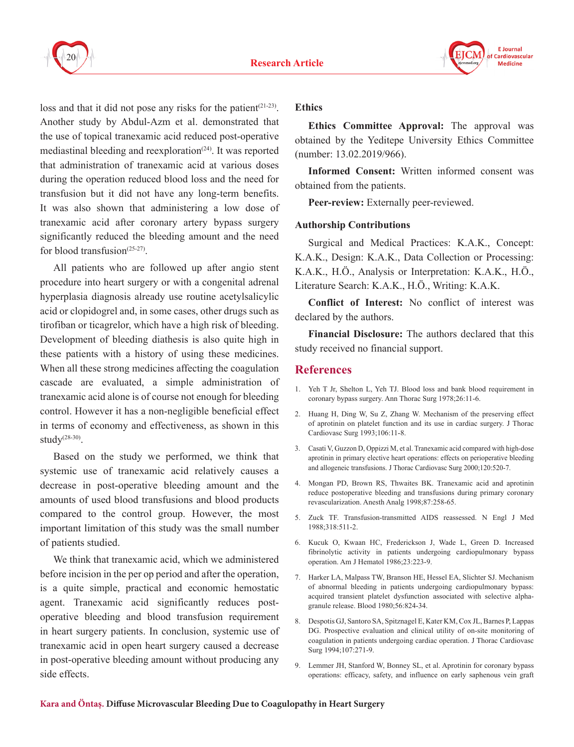loss and that it did not pose any risks for the patient[21-23]. Another study by Abdul-Azm et al. demonstrated that the use of topical tranexamic acid reduced post-operative mediastinal bleeding and reexploration[24]. It was reported that administration of tranexamic acid at various doses during the operation reduced blood loss and the need for transfusion but it did not have any long-term benefits. It was also shown that administering a low dose of tranexamic acid after coronary artery bypass surgery significantly reduced the bleeding amount and the need for blood transfusion[25-27].

All patients who are followed up after angio stent procedure into heart surgery or with a congenital adrenal hyperplasia diagnosis already use routine acetylsalicylic acid or clopidogrel and, in some cases, other drugs such as tirofiban or ticagrelor, which have a high risk of bleeding. Development of bleeding diathesis is also quite high in these patients with a history of using these medicines. When all these strong medicines affecting the coagulation cascade are evaluated, a simple administration of tranexamic acid alone is of course not enough for bleeding control. However it has a non-negligible beneficial effect in terms of economy and effectiveness, as shown in this study[28-30].

Based on the study we performed, we think that systemic use of tranexamic acid relatively causes a decrease in post-operative bleeding amount and the amounts of used blood transfusions and blood products compared to the control group. However, the most important limitation of this study was the small number of patients studied.

We think that tranexamic acid, which we administered before incision in the per op period and after the operation, is a quite simple, practical and economic hemostatic agent. Tranexamic acid significantly reduces post-operative bleeding and blood transfusion requirement in heart surgery patients. In conclusion, systemic use of tranexamic acid in open heart surgery caused a decrease in post-operative bleeding amount without producing any side effects.

## Ethics

**Ethics Committee Approval:** The approval was obtained by the Yeditepe University Ethics Committee (number: 13.02.2019/966).

**Informed Consent:** Written informed consent was obtained from the patients.

**Peer-review:** Externally peer-reviewed.

## Authorship Contributions

Surgical and Medical Practices: K.A.K., Concept: K.A.K., Design: K.A.K., Data Collection or Processing: K.A.K., H.Ö., Analysis or Interpretation: K.A.K., H.Ö., Literature Search: K.A.K., H.Ö., Writing: K.A.K.

**Conflict of Interest:** No conflict of interest was declared by the authors.

**Financial Disclosure:** The authors declared that this study received no financial support.

## References

1. Yeh T Jr, Shelton L, Yeh TJ. Blood loss and bank blood requirement in coronary bypass surgery. Ann Thorac Surg 1978;26:11-6.
2. Huang H, Ding W, Su Z, Zhang W. Mechanism of the preserving effect of aprotinin on platelet function and its use in cardiac surgery. J Thorac Cardiovasc Surg 1993;106:11-8.
3. Casati V, Guzzon D, Oppizzi M, et al. Tranexamic acid compared with high-dose aprotinin in primary elective heart operations: effects on perioperative bleeding and allogeneic transfusions. J Thorac Cardiovasc Surg 2000;120:520-7.
4. Mongan PD, Brown RS, Thwaites BK. Tranexamic acid and aprotinin reduce postoperative bleeding and transfusions during primary coronary revascularization. Anesth Analg 1998;87:258-65.
5. Zuck TF. Transfusion-transmitted AIDS reassessed. N Engl J Med 1988;318:511-2.
6. Kucuk O, Kwaan HC, Frederickson J, Wade L, Green D. Increased fibrinolytic activity in patients undergoing cardiopulmonary bypass operation. Am J Hematol 1986;23:223-9.
7. Harker LA, Malpass TW, Branson HE, Hessel EA, Slichter SJ. Mechanism of abnormal bleeding in patients undergoing cardiopulmonary bypass: acquired transient platelet dysfunction associated with selective alpha-granule release. Blood 1980;56:824-34.
8. Despotis GJ, Santoro SA, Spitznagel E, Kater KM, Cox JL, Barnes P, Lappas DG. Prospective evaluation and clinical utility of on-site monitoring of coagulation in patients undergoing cardiac operation. J Thorac Cardiovasc Surg 1994;107:271-9.
9. Lemmer JH, Stanford W, Bonney SL, et al. Aprotinin for coronary bypass operations: efficacy, safety, and influence on early saphenous vein graft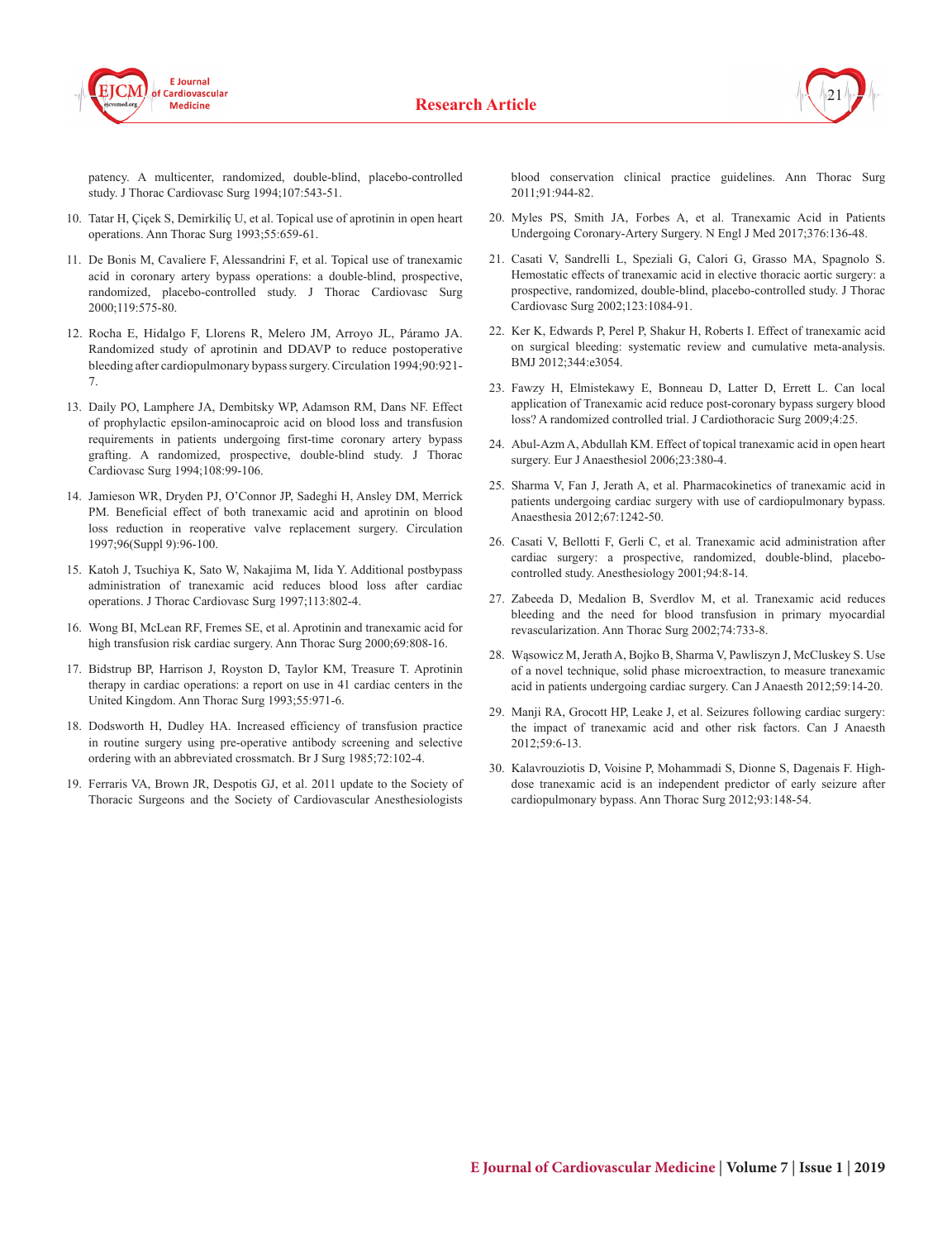patency. A multicenter, randomized, double-blind, placebo-controlled study. J Thorac Cardiovasc Surg 1994;107:543-51.

10. Tatar H, Çiçek S, Demirkiliç U, et al. Topical use of aprotinin in open heart operations. Ann Thorac Surg 1993;55:659-61.
11. De Bonis M, Cavaliere F, Alessandrini F, et al. Topical use of tranexamic acid in coronary artery bypass operations: a double-blind, prospective, randomized, placebo-controlled study. J Thorac Cardiovasc Surg 2000;119:575-80.
12. Rocha E, Hidalgo F, Llorens R, Melero JM, Arroyo JL, Páramo JA. Randomized study of aprotinin and DDAVP to reduce postoperative bleeding after cardiopulmonary bypass surgery. Circulation 1994;90:921-7.
13. Daily PO, Lamphere JA, Dembitsky WP, Adamson RM, Dans NF. Effect of prophylactic epsilon-aminocaproic acid on blood loss and transfusion requirements in patients undergoing first-time coronary artery bypass grafting. A randomized, prospective, double-blind study. J Thorac Cardiovasc Surg 1994;108:99-106.
14. Jamieson WR, Dryden PJ, O'Connor JP, Sadeghi H, Ansley DM, Merrick PM. Beneficial effect of both tranexamic acid and aprotinin on blood loss reduction in reoperative valve replacement surgery. Circulation 1997;96(Suppl 9):96-100.
15. Katoh J, Tsuchiya K, Sato W, Nakajima M, Iida Y. Additional postbypass administration of tranexamic acid reduces blood loss after cardiac operations. J Thorac Cardiovasc Surg 1997;113:802-4.
16. Wong BI, McLean RF, Fremes SE, et al. Aprotinin and tranexamic acid for high transfusion risk cardiac surgery. Ann Thorac Surg 2000;69:808-16.
17. Bidstrup BP, Harrison J, Royston D, Taylor KM, Treasure T. Aprotinin therapy in cardiac operations: a report on use in 41 cardiac centers in the United Kingdom. Ann Thorac Surg 1993;55:971-6.
18. Dodsworth H, Dudley HA. Increased efficiency of transfusion practice in routine surgery using pre-operative antibody screening and selective ordering with an abbreviated crossmatch. Br J Surg 1985;72:102-4.
19. Ferraris VA, Brown JR, Despotis GJ, et al. 2011 update to the Society of Thoracic Surgeons and the Society of Cardiovascular Anesthesiologists blood conservation clinical practice guidelines. Ann Thorac Surg 2011;91:944-82.
20. Myles PS, Smith JA, Forbes A, et al. Tranexamic Acid in Patients Undergoing Coronary-Artery Surgery. N Engl J Med 2017;376:136-48.
21. Casati V, Sandrelli L, Speziali G, Calori G, Grasso MA, Spagnolo S. Hemostatic effects of tranexamic acid in elective thoracic aortic surgery: a prospective, randomized, double-blind, placebo-controlled study. J Thorac Cardiovasc Surg 2002;123:1084-91.
22. Ker K, Edwards P, Perel P, Shakur H, Roberts I. Effect of tranexamic acid on surgical bleeding: systematic review and cumulative meta-analysis. BMJ 2012;344:e3054.
23. Fawzy H, Elmistekawy E, Bonneau D, Latter D, Errett L. Can local application of Tranexamic acid reduce post-coronary bypass surgery blood loss? A randomized controlled trial. J Cardiothoracic Surg 2009;4:25.
24. Abul-Azm A, Abdullah KM. Effect of topical tranexamic acid in open heart surgery. Eur J Anaesthesiol 2006;23:380-4.
25. Sharma V, Fan J, Jerath A, et al. Pharmacokinetics of tranexamic acid in patients undergoing cardiac surgery with use of cardiopulmonary bypass. Anaesthesia 2012;67:1242-50.
26. Casati V, Bellotti F, Gerli C, et al. Tranexamic acid administration after cardiac surgery: a prospective, randomized, double-blind, placebo-controlled study. Anesthesiology 2001;94:8-14.
27. Zabeeda D, Medalion B, Sverdlov M, et al. Tranexamic acid reduces bleeding and the need for blood transfusion in primary myocardial revascularization. Ann Thorac Surg 2002;74:733-8.
28. Wąsowicz M, Jerath A, Bojko B, Sharma V, Pawliszyn J, McCluskey S. Use of a novel technique, solid phase microextraction, to measure tranexamic acid in patients undergoing cardiac surgery. Can J Anaesth 2012;59:14-20.
29. Manji RA, Grocott HP, Leake J, et al. Seizures following cardiac surgery: the impact of tranexamic acid and other risk factors. Can J Anaesth 2012;59:6-13.
30. Kalavrouziotis D, Voisine P, Mohammadi S, Dionne S, Dagenais F. High-dose tranexamic acid is an independent predictor of early seizure after cardiopulmonary bypass. Ann Thorac Surg 2012;93:148-54.